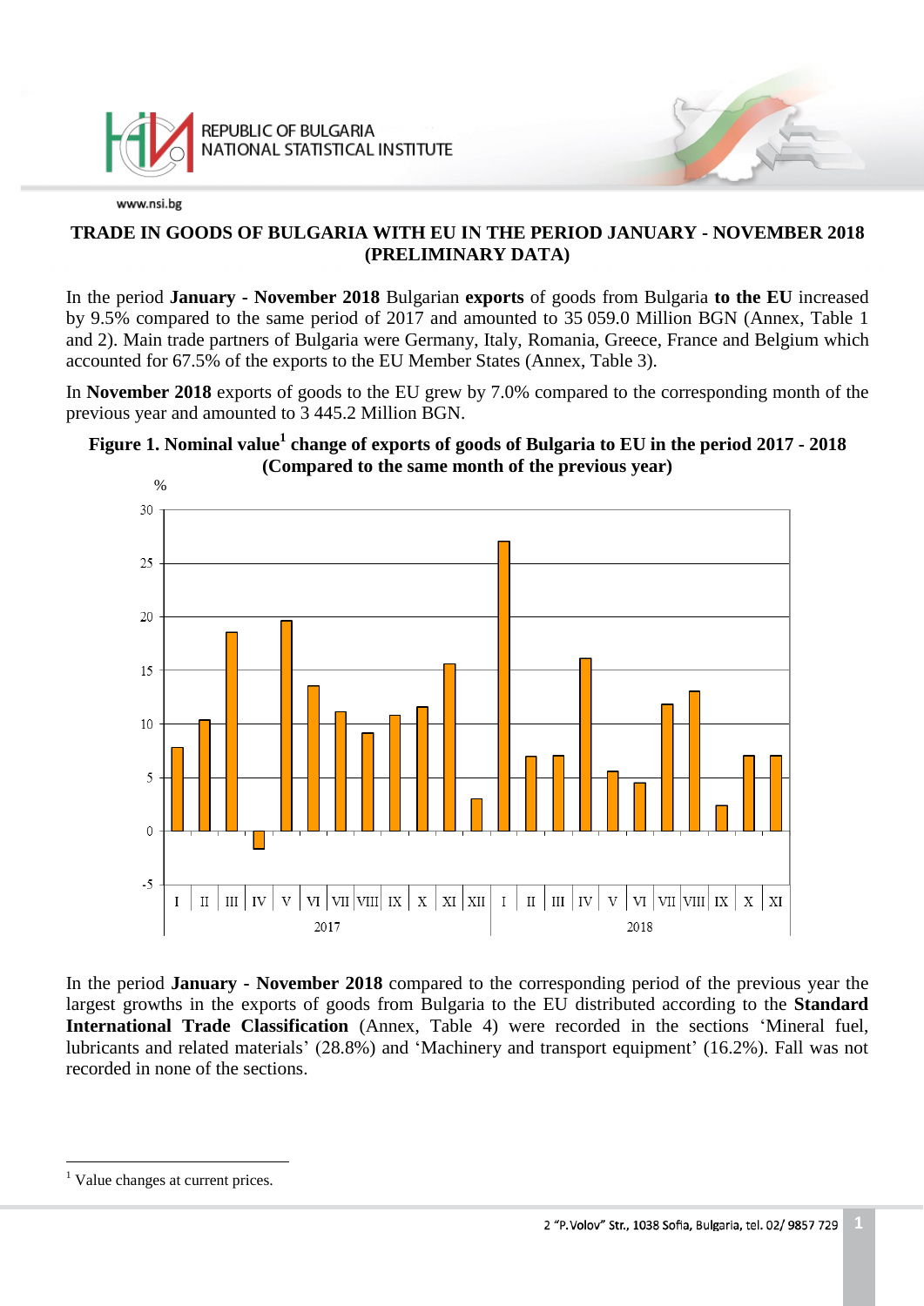# TRADE IN GOODS OF BULGARIA WITH EU IN THE PERIOD JANUARY - NOVEMBER 2018 (PRELIMINARY DATA)

In the period **January - November 2018** Bulgarian **exports** of goods from Bulgaria **to the EU** increased by 9.5% compared to the same period of 2017 and amounted to 35 059.0 Million BGN (Annex, Table 1 and 2). Main trade partners of Bulgaria were Germany, Italy, Romania, Greece, France and Belgium which accounted for 67.5% of the exports to the EU Member States (Annex, Table 3).

In **November 2018** exports of goods to the EU grew by 7.0% compared to the corresponding month of the previous year and amounted to 3 445.2 Million BGN.

**Figure 1. Nominal value[1] change of exports of goods of Bulgaria to EU in the period 2017 - 2018 (Compared to the same month of the previous year)**

In the period **January - November 2018** compared to the corresponding period of the previous year the largest growths in the exports of goods from Bulgaria to the EU distributed according to the **Standard International Trade Classification** (Annex, Table 4) were recorded in the sections ‘Mineral fuel, lubricants and related materials’ (28.8%) and ‘Machinery and transport equipment’ (16.2%). Fall was not recorded in none of the sections.

[1] Value changes at current prices.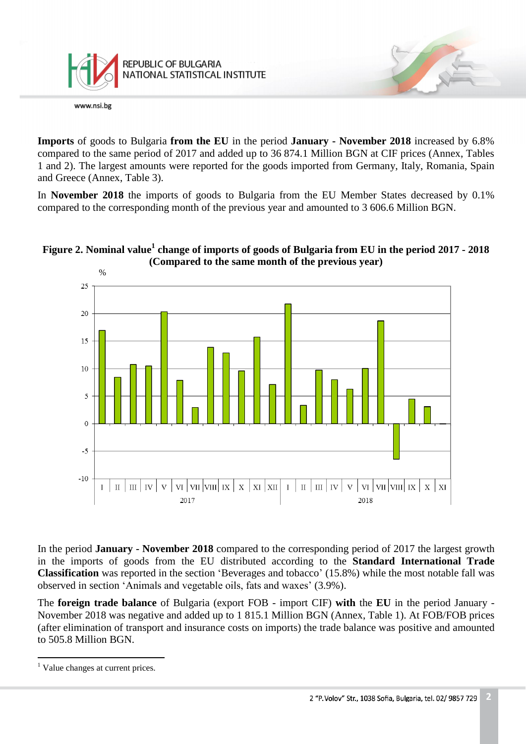**Imports** of goods to Bulgaria **from the EU** in the period **January - November 2018** increased by 6.8% compared to the same period of 2017 and added up to 36 874.1 Million BGN at CIF prices (Annex, Tables 1 and 2). The largest amounts were reported for the goods imported from Germany, Italy, Romania, Spain and Greece (Annex, Table 3).

In **November 2018** the imports of goods to Bulgaria from the EU Member States decreased by 0.1% compared to the corresponding month of the previous year and amounted to 3 606.6 Million BGN.

**Figure 2. Nominal value[1] change of imports of goods of Bulgaria from EU in the period 2017 - 2018 (Compared to the same month of the previous year)**

In the period **January - November 2018** compared to the corresponding period of 2017 the largest growth in the imports of goods from the EU distributed according to the **Standard International Trade Classification** was reported in the section 'Beverages and tobacco' (15.8%) while the most notable fall was observed in section 'Animals and vegetable oils, fats and waxes' (3.9%).

The **foreign trade balance** of Bulgaria (export FOB - import CIF) **with** the **EU** in the period January - November 2018 was negative and added up to 1 815.1 Million BGN (Annex, Table 1). At FOB/FOB prices (after elimination of transport and insurance costs on imports) the trade balance was positive and amounted to 505.8 Million BGN.

[1] Value changes at current prices.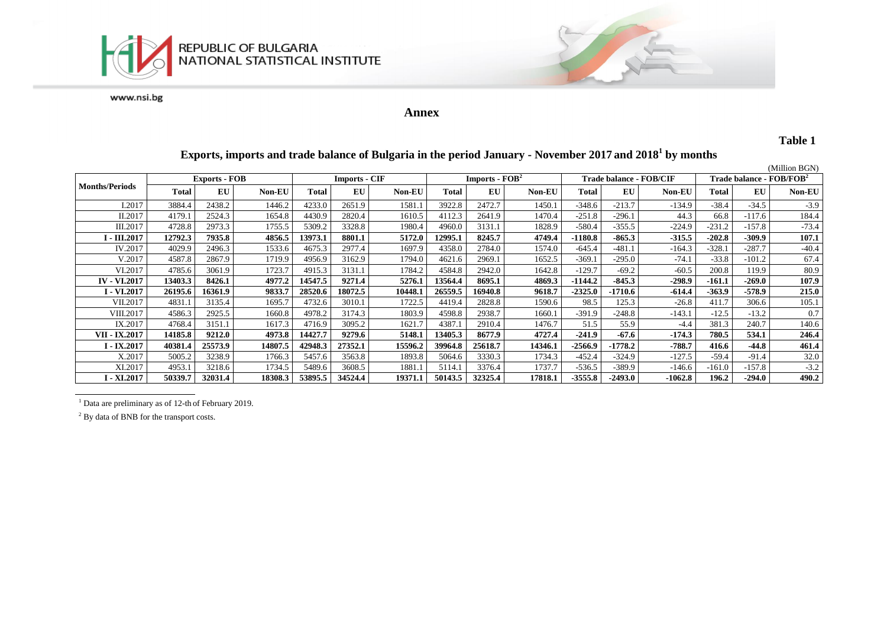REPUBLIC OF BULGARIA
NATIONAL STATISTICAL INSTITUTE

www.nsi.bg

## Annex

**Table 1**

### Exports, imports and trade balance of Bulgaria in the period January - November 2017 and 2018[1] by months

(Million BGN)

| Months/Periods | Exports - FOB | | | Imports - CIF | | | Imports - FOB[2] | | | Trade balance - FOB/CIF | | | Trade balance - FOB/FOB[2] | | |
|---|---|---|---|---|---|---|---|---|---|---|---|---|---|---|---|
| | Total | EU | Non-EU | Total | EU | Non-EU | Total | EU | Non-EU | Total | EU | Non-EU | Total | EU | Non-EU |
| I.2017 | 3884.4 | 2438.2 | 1446.2 | 4233.0 | 2651.9 | 1581.1 | 3922.8 | 2472.7 | 1450.1 | -348.6 | -213.7 | -134.9 | -38.4 | -34.5 | -3.9 |
| II.2017 | 4179.1 | 2524.3 | 1654.8 | 4430.9 | 2820.4 | 1610.5 | 4112.3 | 2641.9 | 1470.4 | -251.8 | -296.1 | 44.3 | 66.8 | -117.6 | 184.4 |
| III.2017 | 4728.8 | 2973.3 | 1755.5 | 5309.2 | 3328.8 | 1980.4 | 4960.0 | 3131.1 | 1828.9 | -580.4 | -355.5 | -224.9 | -231.2 | -157.8 | -73.4 |
| **I - III.2017** | **12792.3** | **7935.8** | **4856.5** | **13973.1** | **8801.1** | **5172.0** | **12995.1** | **8245.7** | **4749.4** | **-1180.8** | **-865.3** | **-315.5** | **-202.8** | **-309.9** | **107.1** |
| IV.2017 | 4029.9 | 2496.3 | 1533.6 | 4675.3 | 2977.4 | 1697.9 | 4358.0 | 2784.0 | 1574.0 | -645.4 | -481.1 | -164.3 | -328.1 | -287.7 | -40.4 |
| V.2017 | 4587.8 | 2867.9 | 1719.9 | 4956.9 | 3162.9 | 1794.0 | 4621.6 | 2969.1 | 1652.5 | -369.1 | -295.0 | -74.1 | -33.8 | -101.2 | 67.4 |
| VI.2017 | 4785.6 | 3061.9 | 1723.7 | 4915.3 | 3131.1 | 1784.2 | 4584.8 | 2942.0 | 1642.8 | -129.7 | -69.2 | -60.5 | 200.8 | 119.9 | 80.9 |
| **IV - VI.2017** | **13403.3** | **8426.1** | **4977.2** | **14547.5** | **9271.4** | **5276.1** | **13564.4** | **8695.1** | **4869.3** | **-1144.2** | **-845.3** | **-298.9** | **-161.1** | **-269.0** | **107.9** |
| **I - VI.2017** | **26195.6** | **16361.9** | **9833.7** | **28520.6** | **18072.5** | **10448.1** | **26559.5** | **16940.8** | **9618.7** | **-2325.0** | **-1710.6** | **-614.4** | **-363.9** | **-578.9** | **215.0** |
| VII.2017 | 4831.1 | 3135.4 | 1695.7 | 4732.6 | 3010.1 | 1722.5 | 4419.4 | 2828.8 | 1590.6 | 98.5 | 125.3 | -26.8 | 411.7 | 306.6 | 105.1 |
| VIII.2017 | 4586.3 | 2925.5 | 1660.8 | 4978.2 | 3174.3 | 1803.9 | 4598.8 | 2938.7 | 1660.1 | -391.9 | -248.8 | -143.1 | -12.5 | -13.2 | 0.7 |
| IX.2017 | 4768.4 | 3151.1 | 1617.3 | 4716.9 | 3095.2 | 1621.7 | 4387.1 | 2910.4 | 1476.7 | 51.5 | 55.9 | -4.4 | 381.3 | 240.7 | 140.6 |
| **VII - IX.2017** | **14185.8** | **9212.0** | **4973.8** | **14427.7** | **9279.6** | **5148.1** | **13405.3** | **8677.9** | **4727.4** | **-241.9** | **-67.6** | **-174.3** | **780.5** | **534.1** | **246.4** |
| **I - IX.2017** | **40381.4** | **25573.9** | **14807.5** | **42948.3** | **27352.1** | **15596.2** | **39964.8** | **25618.7** | **14346.1** | **-2566.9** | **-1778.2** | **-788.7** | **416.6** | **-44.8** | **461.4** |
| X.2017 | 5005.2 | 3238.9 | 1766.3 | 5457.6 | 3563.8 | 1893.8 | 5064.6 | 3330.3 | 1734.3 | -452.4 | -324.9 | -127.5 | -59.4 | -91.4 | 32.0 |
| XI.2017 | 4953.1 | 3218.6 | 1734.5 | 5489.6 | 3608.5 | 1881.1 | 5114.1 | 3376.4 | 1737.7 | -536.5 | -389.9 | -146.6 | -161.0 | -157.8 | -3.2 |
| **I - XI.2017** | **50339.7** | **32031.4** | **18308.3** | **53895.5** | **34524.4** | **19371.1** | **50143.5** | **32325.4** | **17818.1** | **-3555.8** | **-2493.0** | **-1062.8** | **196.2** | **-294.0** | **490.2** |

[1] Data are preliminary as of 12-th of February 2019.

[2] By data of BNB for the transport costs.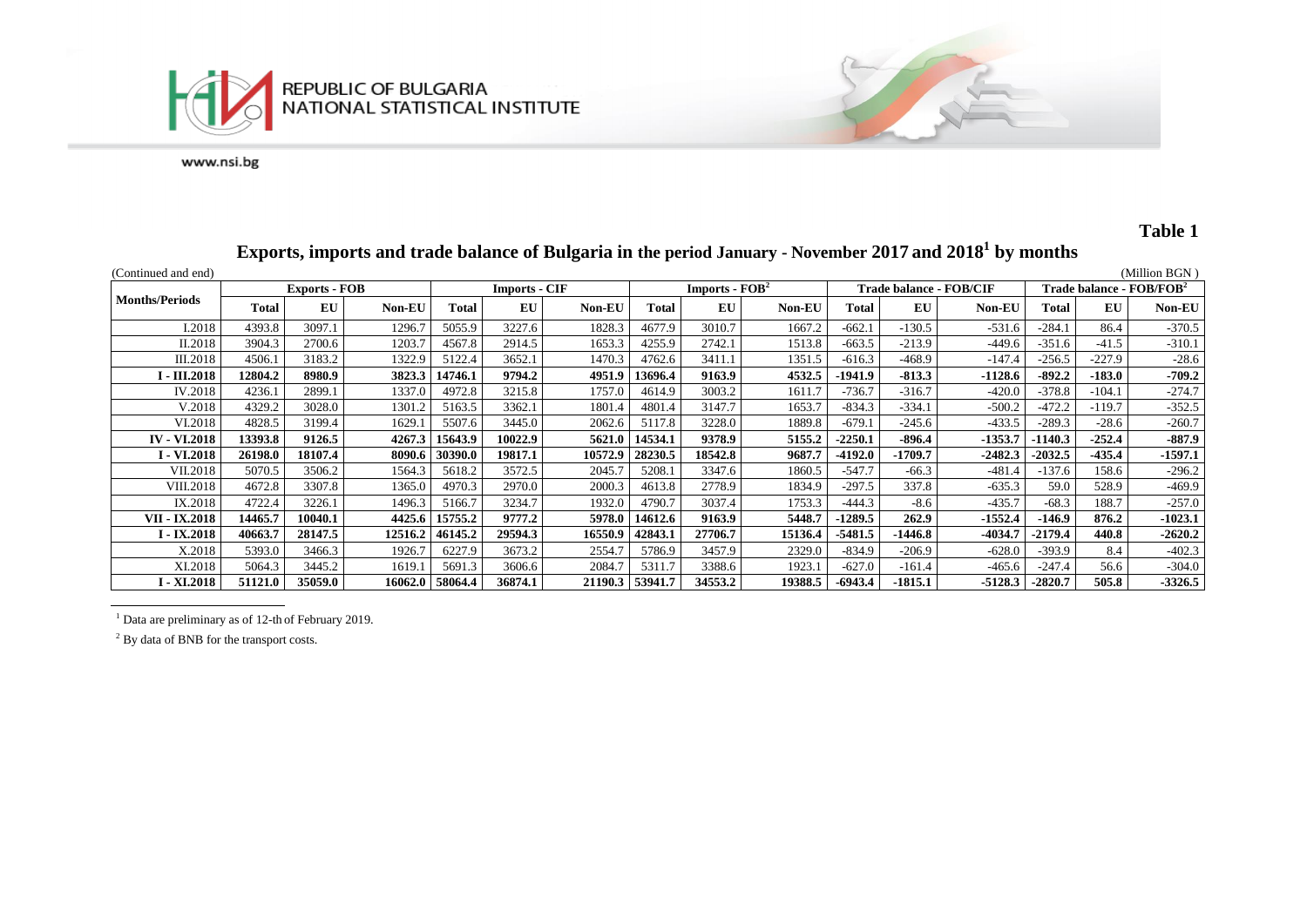**Table 1**

## Exports, imports and trade balance of Bulgaria in the period January - November 2017 and 2018[1] by months

(Continued and end) (Million BGN )

| Months/Periods | Exports - FOB | | | Imports - CIF | | | Imports - FOB[2] | | | Trade balance - FOB/CIF | | | Trade balance - FOB/FOB[2] | | |
|---|---|---|---|---|---|---|---|---|---|---|---|---|---|---|---|
| | Total | EU | Non-EU | Total | EU | Non-EU | Total | EU | Non-EU | Total | EU | Non-EU | Total | EU | Non-EU |
| I.2018 | 4393.8 | 3097.1 | 1296.7 | 5055.9 | 3227.6 | 1828.3 | 4677.9 | 3010.7 | 1667.2 | -662.1 | -130.5 | -531.6 | -284.1 | 86.4 | -370.5 |
| II.2018 | 3904.3 | 2700.6 | 1203.7 | 4567.8 | 2914.5 | 1653.3 | 4255.9 | 2742.1 | 1513.8 | -663.5 | -213.9 | -449.6 | -351.6 | -41.5 | -310.1 |
| III.2018 | 4506.1 | 3183.2 | 1322.9 | 5122.4 | 3652.1 | 1470.3 | 4762.6 | 3411.1 | 1351.5 | -616.3 | -468.9 | -147.4 | -256.5 | -227.9 | -28.6 |
| **I - III.2018** | **12804.2** | **8980.9** | **3823.3** | **14746.1** | **9794.2** | **4951.9** | **13696.4** | **9163.9** | **4532.5** | **-1941.9** | **-813.3** | **-1128.6** | **-892.2** | **-183.0** | **-709.2** |
| IV.2018 | 4236.1 | 2899.1 | 1337.0 | 4972.8 | 3215.8 | 1757.0 | 4614.9 | 3003.2 | 1611.7 | -736.7 | -316.7 | -420.0 | -378.8 | -104.1 | -274.7 |
| V.2018 | 4329.2 | 3028.0 | 1301.2 | 5163.5 | 3362.1 | 1801.4 | 4801.4 | 3147.7 | 1653.7 | -834.3 | -334.1 | -500.2 | -472.2 | -119.7 | -352.5 |
| VI.2018 | 4828.5 | 3199.4 | 1629.1 | 5507.6 | 3445.0 | 2062.6 | 5117.8 | 3228.0 | 1889.8 | -679.1 | -245.6 | -433.5 | -289.3 | -28.6 | -260.7 |
| **IV - VI.2018** | **13393.8** | **9126.5** | **4267.3** | **15643.9** | **10022.9** | **5621.0** | **14534.1** | **9378.9** | **5155.2** | **-2250.1** | **-896.4** | **-1353.7** | **-1140.3** | **-252.4** | **-887.9** |
| **I - VI.2018** | **26198.0** | **18107.4** | **8090.6** | **30390.0** | **19817.1** | **10572.9** | **28230.5** | **18542.8** | **9687.7** | **-4192.0** | **-1709.7** | **-2482.3** | **-2032.5** | **-435.4** | **-1597.1** |
| VII.2018 | 5070.5 | 3506.2 | 1564.3 | 5618.2 | 3572.5 | 2045.7 | 5208.1 | 3347.6 | 1860.5 | -547.7 | -66.3 | -481.4 | -137.6 | 158.6 | -296.2 |
| VIII.2018 | 4672.8 | 3307.8 | 1365.0 | 4970.3 | 2970.0 | 2000.3 | 4613.8 | 2778.9 | 1834.9 | -297.5 | 337.8 | -635.3 | 59.0 | 528.9 | -469.9 |
| IX.2018 | 4722.4 | 3226.1 | 1496.3 | 5166.7 | 3234.7 | 1932.0 | 4790.7 | 3037.4 | 1753.3 | -444.3 | -8.6 | -435.7 | -68.3 | 188.7 | -257.0 |
| **VII - IX.2018** | **14465.7** | **10040.1** | **4425.6** | **15755.2** | **9777.2** | **5978.0** | **14612.6** | **9163.9** | **5448.7** | **-1289.5** | **262.9** | **-1552.4** | **-146.9** | **876.2** | **-1023.1** |
| **I - IX.2018** | **40663.7** | **28147.5** | **12516.2** | **46145.2** | **29594.3** | **16550.9** | **42843.1** | **27706.7** | **15136.4** | **-5481.5** | **-1446.8** | **-4034.7** | **-2179.4** | **440.8** | **-2620.2** |
| X.2018 | 5393.0 | 3466.3 | 1926.7 | 6227.9 | 3673.2 | 2554.7 | 5786.9 | 3457.9 | 2329.0 | -834.9 | -206.9 | -628.0 | -393.9 | 8.4 | -402.3 |
| XI.2018 | 5064.3 | 3445.2 | 1619.1 | 5691.3 | 3606.6 | 2084.7 | 5311.7 | 3388.6 | 1923.1 | -627.0 | -161.4 | -465.6 | -247.4 | 56.6 | -304.0 |
| **I - XI.2018** | **51121.0** | **35059.0** | **16062.0** | **58064.4** | **36874.1** | **21190.3** | **53941.7** | **34553.2** | **19388.5** | **-6943.4** | **-1815.1** | **-5128.3** | **-2820.7** | **505.8** | **-3326.5** |

[1] Data are preliminary as of 12-th of February 2019.

[2] By data of BNB for the transport costs.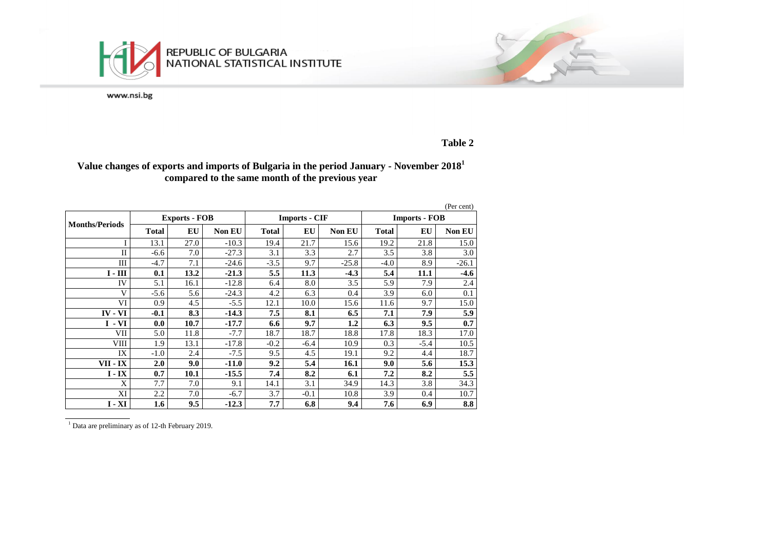REPUBLIC OF BULGARIA
NATIONAL STATISTICAL INSTITUTE

www.nsi.bg

**Table 2**

**Value changes of exports and imports of Bulgaria in the period January - November 2018[1] compared to the same month of the previous year**

(Per cent)

| Months/Periods | Exports - FOB | | | Imports - CIF | | | Imports - FOB | | |
|---|---|---|---|---|---|---|---|---|---|
| | **Total** | **EU** | **Non EU** | **Total** | **EU** | **Non EU** | **Total** | **EU** | **Non EU** |
| I | 13.1 | 27.0 | -10.3 | 19.4 | 21.7 | 15.6 | 19.2 | 21.8 | 15.0 |
| II | -6.6 | 7.0 | -27.3 | 3.1 | 3.3 | 2.7 | 3.5 | 3.8 | 3.0 |
| III | -4.7 | 7.1 | -24.6 | -3.5 | 9.7 | -25.8 | -4.0 | 8.9 | -26.1 |
| **I - III** | **0.1** | **13.2** | **-21.3** | **5.5** | **11.3** | **-4.3** | **5.4** | **11.1** | **-4.6** |
| IV | 5.1 | 16.1 | -12.8 | 6.4 | 8.0 | 3.5 | 5.9 | 7.9 | 2.4 |
| V | -5.6 | 5.6 | -24.3 | 4.2 | 6.3 | 0.4 | 3.9 | 6.0 | 0.1 |
| VI | 0.9 | 4.5 | -5.5 | 12.1 | 10.0 | 15.6 | 11.6 | 9.7 | 15.0 |
| **IV - VI** | **-0.1** | **8.3** | **-14.3** | **7.5** | **8.1** | **6.5** | **7.1** | **7.9** | **5.9** |
| **I - VI** | **0.0** | **10.7** | **-17.7** | **6.6** | **9.7** | **1.2** | **6.3** | **9.5** | **0.7** |
| VII | 5.0 | 11.8 | -7.7 | 18.7 | 18.7 | 18.8 | 17.8 | 18.3 | 17.0 |
| VIII | 1.9 | 13.1 | -17.8 | -0.2 | -6.4 | 10.9 | 0.3 | -5.4 | 10.5 |
| IX | -1.0 | 2.4 | -7.5 | 9.5 | 4.5 | 19.1 | 9.2 | 4.4 | 18.7 |
| **VII - IX** | **2.0** | **9.0** | **-11.0** | **9.2** | **5.4** | **16.1** | **9.0** | **5.6** | **15.3** |
| **I - IX** | **0.7** | **10.1** | **-15.5** | **7.4** | **8.2** | **6.1** | **7.2** | **8.2** | **5.5** |
| X | 7.7 | 7.0 | 9.1 | 14.1 | 3.1 | 34.9 | 14.3 | 3.8 | 34.3 |
| XI | 2.2 | 7.0 | -6.7 | 3.7 | -0.1 | 10.8 | 3.9 | 0.4 | 10.7 |
| **I - XI** | **1.6** | **9.5** | **-12.3** | **7.7** | **6.8** | **9.4** | **7.6** | **6.9** | **8.8** |

[1] Data are preliminary as of 12-th February 2019.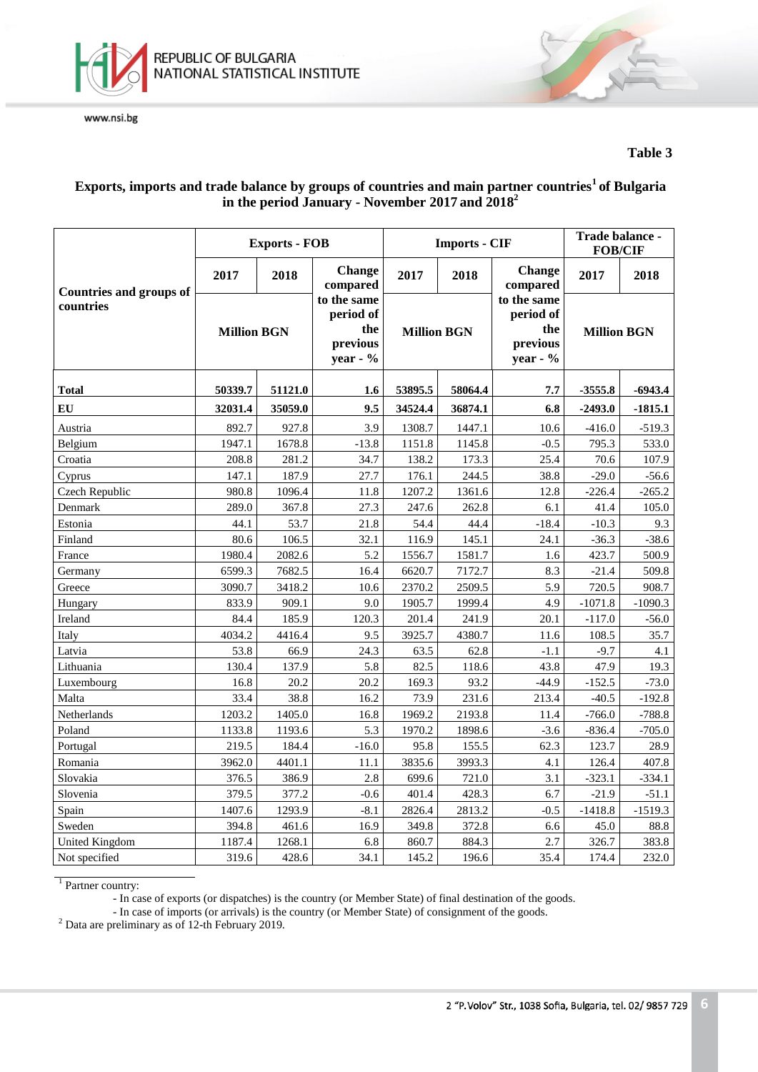**Table 3**

**Exports, imports and trade balance by groups of countries and main partner countries[1] of Bulgaria in the period January - November 2017 and 2018[2]**

| Countries and groups of countries | Exports - FOB | | | Imports - CIF | | | Trade balance - FOB/CIF | |
|---|---|---|---|---|---|---|---|---|
| | 2017 | 2018 | Change compared to the same period of the previous year - % | 2017 | 2018 | Change compared to the same period of the previous year - % | 2017 | 2018 |
| | Million BGN | | | Million BGN | | | Million BGN | |
| **Total** | **50339.7** | **51121.0** | **1.6** | **53895.5** | **58064.4** | **7.7** | **-3555.8** | **-6943.4** |
| **EU** | **32031.4** | **35059.0** | **9.5** | **34524.4** | **36874.1** | **6.8** | **-2493.0** | **-1815.1** |
| Austria | 892.7 | 927.8 | 3.9 | 1308.7 | 1447.1 | 10.6 | -416.0 | -519.3 |
| Belgium | 1947.1 | 1678.8 | -13.8 | 1151.8 | 1145.8 | -0.5 | 795.3 | 533.0 |
| Croatia | 208.8 | 281.2 | 34.7 | 138.2 | 173.3 | 25.4 | 70.6 | 107.9 |
| Cyprus | 147.1 | 187.9 | 27.7 | 176.1 | 244.5 | 38.8 | -29.0 | -56.6 |
| Czech Republic | 980.8 | 1096.4 | 11.8 | 1207.2 | 1361.6 | 12.8 | -226.4 | -265.2 |
| Denmark | 289.0 | 367.8 | 27.3 | 247.6 | 262.8 | 6.1 | 41.4 | 105.0 |
| Estonia | 44.1 | 53.7 | 21.8 | 54.4 | 44.4 | -18.4 | -10.3 | 9.3 |
| Finland | 80.6 | 106.5 | 32.1 | 116.9 | 145.1 | 24.1 | -36.3 | -38.6 |
| France | 1980.4 | 2082.6 | 5.2 | 1556.7 | 1581.7 | 1.6 | 423.7 | 500.9 |
| Germany | 6599.3 | 7682.5 | 16.4 | 6620.7 | 7172.7 | 8.3 | -21.4 | 509.8 |
| Greece | 3090.7 | 3418.2 | 10.6 | 2370.2 | 2509.5 | 5.9 | 720.5 | 908.7 |
| Hungary | 833.9 | 909.1 | 9.0 | 1905.7 | 1999.4 | 4.9 | -1071.8 | -1090.3 |
| Ireland | 84.4 | 185.9 | 120.3 | 201.4 | 241.9 | 20.1 | -117.0 | -56.0 |
| Italy | 4034.2 | 4416.4 | 9.5 | 3925.7 | 4380.7 | 11.6 | 108.5 | 35.7 |
| Latvia | 53.8 | 66.9 | 24.3 | 63.5 | 62.8 | -1.1 | -9.7 | 4.1 |
| Lithuania | 130.4 | 137.9 | 5.8 | 82.5 | 118.6 | 43.8 | 47.9 | 19.3 |
| Luxembourg | 16.8 | 20.2 | 20.2 | 169.3 | 93.2 | -44.9 | -152.5 | -73.0 |
| Malta | 33.4 | 38.8 | 16.2 | 73.9 | 231.6 | 213.4 | -40.5 | -192.8 |
| Netherlands | 1203.2 | 1405.0 | 16.8 | 1969.2 | 2193.8 | 11.4 | -766.0 | -788.8 |
| Poland | 1133.8 | 1193.6 | 5.3 | 1970.2 | 1898.6 | -3.6 | -836.4 | -705.0 |
| Portugal | 219.5 | 184.4 | -16.0 | 95.8 | 155.5 | 62.3 | 123.7 | 28.9 |
| Romania | 3962.0 | 4401.1 | 11.1 | 3835.6 | 3993.3 | 4.1 | 126.4 | 407.8 |
| Slovakia | 376.5 | 386.9 | 2.8 | 699.6 | 721.0 | 3.1 | -323.1 | -334.1 |
| Slovenia | 379.5 | 377.2 | -0.6 | 401.4 | 428.3 | 6.7 | -21.9 | -51.1 |
| Spain | 1407.6 | 1293.9 | -8.1 | 2826.4 | 2813.2 | -0.5 | -1418.8 | -1519.3 |
| Sweden | 394.8 | 461.6 | 16.9 | 349.8 | 372.8 | 6.6 | 45.0 | 88.8 |
| United Kingdom | 1187.4 | 1268.1 | 6.8 | 860.7 | 884.3 | 2.7 | 326.7 | 383.8 |
| Not specified | 319.6 | 428.6 | 34.1 | 145.2 | 196.6 | 35.4 | 174.4 | 232.0 |

[1] Partner country:
- In case of exports (or dispatches) is the country (or Member State) of final destination of the goods.
- In case of imports (or arrivals) is the country (or Member State) of consignment of the goods.

[2] Data are preliminary as of 12-th February 2019.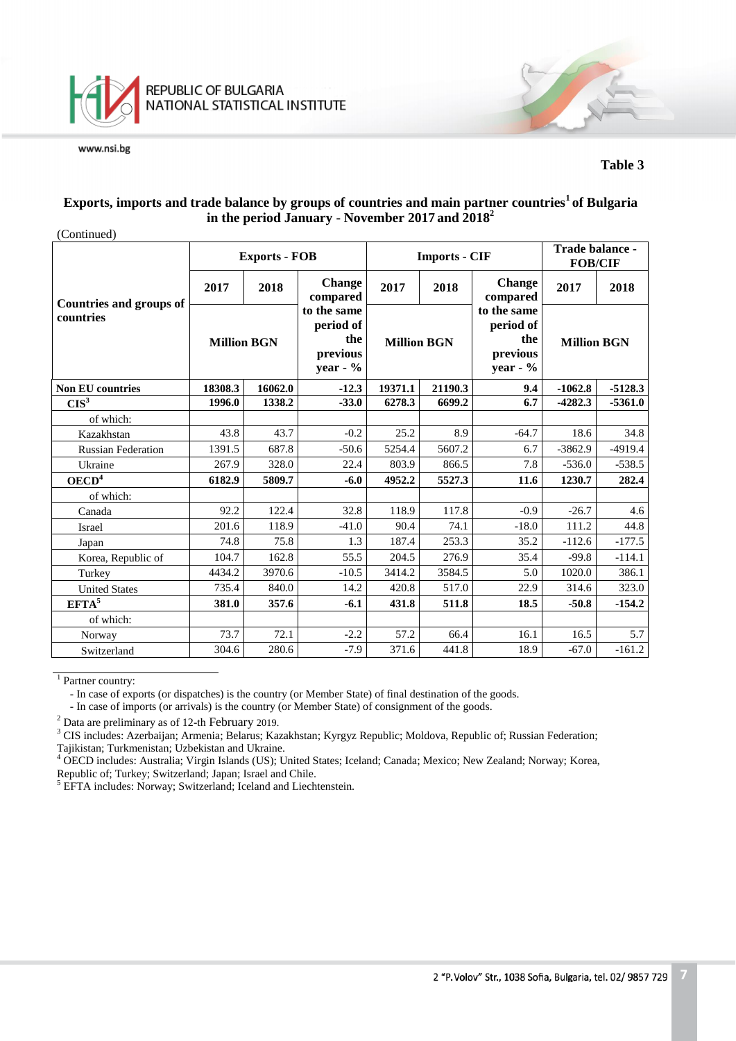**Table 3**

## Exports, imports and trade balance by groups of countries and main partner countries[1] of Bulgaria in the period January - November 2017 and 2018[2]

(Continued)

| Countries and groups of countries | Exports - FOB | | | Imports - CIF | | | Trade balance - FOB/CIF | |
|---|---|---|---|---|---|---|---|---|
| | 2017 | 2018 | Change compared to the same period of the previous year - % | 2017 | 2018 | Change compared to the same period of the previous year - % | 2017 | 2018 |
| | Million BGN | | | Million BGN | | | Million BGN | |
| **Non EU countries** | **18308.3** | **16062.0** | **-12.3** | **19371.1** | **21190.3** | **9.4** | **-1062.8** | **-5128.3** |
| **CIS[3]** | **1996.0** | **1338.2** | **-33.0** | **6278.3** | **6699.2** | **6.7** | **-4282.3** | **-5361.0** |
| of which: | | | | | | | | |
| Kazakhstan | 43.8 | 43.7 | -0.2 | 25.2 | 8.9 | -64.7 | 18.6 | 34.8 |
| Russian Federation | 1391.5 | 687.8 | -50.6 | 5254.4 | 5607.2 | 6.7 | -3862.9 | -4919.4 |
| Ukraine | 267.9 | 328.0 | 22.4 | 803.9 | 866.5 | 7.8 | -536.0 | -538.5 |
| **OECD[4]** | **6182.9** | **5809.7** | **-6.0** | **4952.2** | **5527.3** | **11.6** | **1230.7** | **282.4** |
| of which: | | | | | | | | |
| Canada | 92.2 | 122.4 | 32.8 | 118.9 | 117.8 | -0.9 | -26.7 | 4.6 |
| Israel | 201.6 | 118.9 | -41.0 | 90.4 | 74.1 | -18.0 | 111.2 | 44.8 |
| Japan | 74.8 | 75.8 | 1.3 | 187.4 | 253.3 | 35.2 | -112.6 | -177.5 |
| Korea, Republic of | 104.7 | 162.8 | 55.5 | 204.5 | 276.9 | 35.4 | -99.8 | -114.1 |
| Turkey | 4434.2 | 3970.6 | -10.5 | 3414.2 | 3584.5 | 5.0 | 1020.0 | 386.1 |
| United States | 735.4 | 840.0 | 14.2 | 420.8 | 517.0 | 22.9 | 314.6 | 323.0 |
| **EFTA[5]** | **381.0** | **357.6** | **-6.1** | **431.8** | **511.8** | **18.5** | **-50.8** | **-154.2** |
| of which: | | | | | | | | |
| Norway | 73.7 | 72.1 | -2.2 | 57.2 | 66.4 | 16.1 | 16.5 | 5.7 |
| Switzerland | 304.6 | 280.6 | -7.9 | 371.6 | 441.8 | 18.9 | -67.0 | -161.2 |

[1] Partner country:
- In case of exports (or dispatches) is the country (or Member State) of final destination of the goods.
- In case of imports (or arrivals) is the country (or Member State) of consignment of the goods.

[2] Data are preliminary as of 12-th February 2019.

[3] CIS includes: Azerbaijan; Armenia; Belarus; Kazakhstan; Kyrgyz Republic; Moldova, Republic of; Russian Federation; Tajikistan; Turkmenistan; Uzbekistan and Ukraine.

[4] OECD includes: Australia; Virgin Islands (US); United States; Iceland; Canada; Mexico; New Zealand; Norway; Korea, Republic of; Turkey; Switzerland; Japan; Israel and Chile.

[5] EFTA includes: Norway; Switzerland; Iceland and Liechtenstein.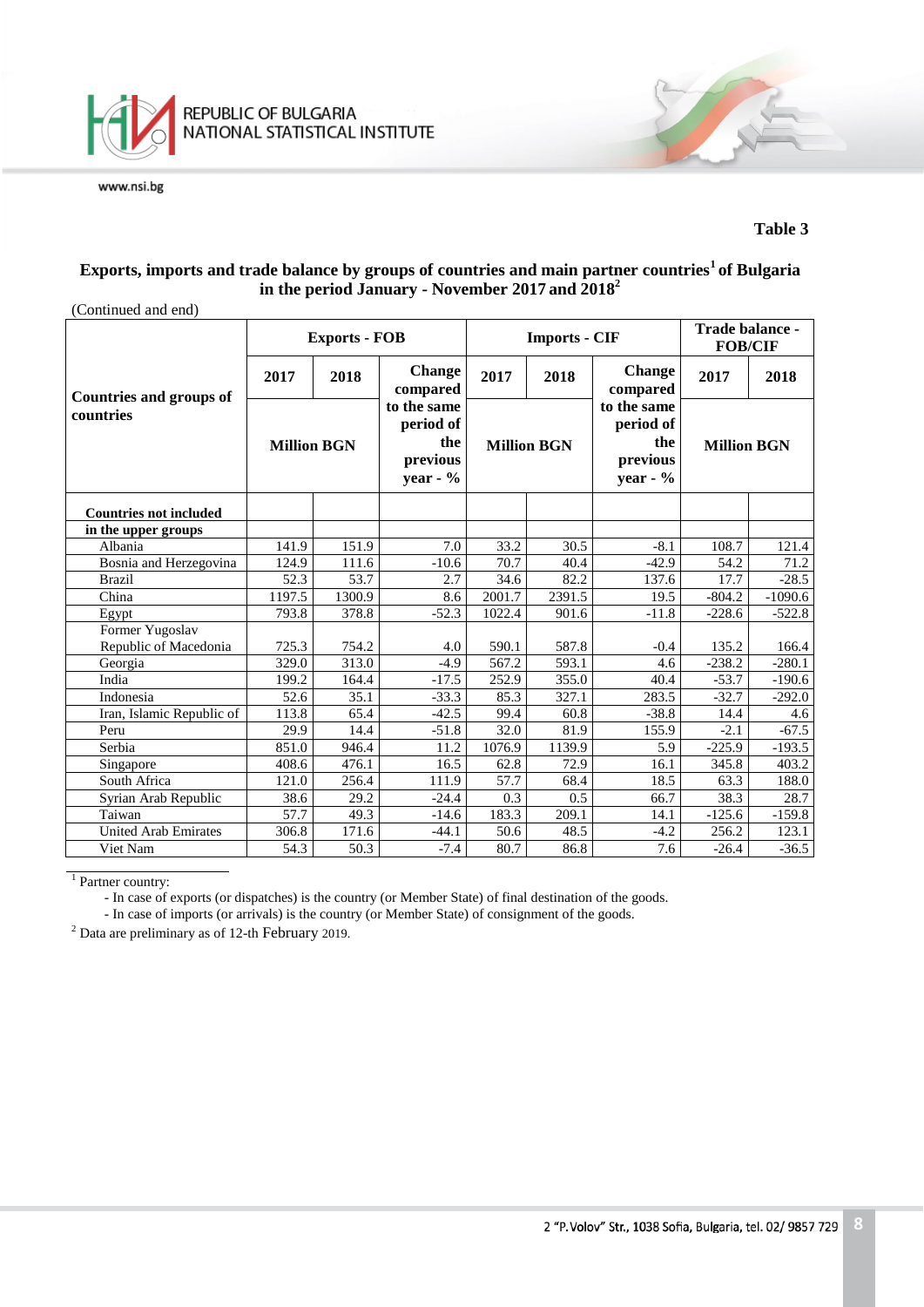**Table 3**

**Exports, imports and trade balance by groups of countries and main partner countries[1] of Bulgaria in the period January - November 2017 and 2018[2]**

(Continued and end)

| Countries and groups of countries | Exports - FOB | | | Imports - CIF | | | Trade balance - FOB/CIF | |
|---|---|---|---|---|---|---|---|---|
| | 2017 | 2018 | Change compared to the same period of the previous year - % | 2017 | 2018 | Change compared to the same period of the previous year - % | 2017 | 2018 |
| | Million BGN | | | Million BGN | | | Million BGN | |
| **Countries not included in the upper groups** | | | | | | | | |
| Albania | 141.9 | 151.9 | 7.0 | 33.2 | 30.5 | -8.1 | 108.7 | 121.4 |
| Bosnia and Herzegovina | 124.9 | 111.6 | -10.6 | 70.7 | 40.4 | -42.9 | 54.2 | 71.2 |
| Brazil | 52.3 | 53.7 | 2.7 | 34.6 | 82.2 | 137.6 | 17.7 | -28.5 |
| China | 1197.5 | 1300.9 | 8.6 | 2001.7 | 2391.5 | 19.5 | -804.2 | -1090.6 |
| Egypt | 793.8 | 378.8 | -52.3 | 1022.4 | 901.6 | -11.8 | -228.6 | -522.8 |
| Former Yugoslav Republic of Macedonia | 725.3 | 754.2 | 4.0 | 590.1 | 587.8 | -0.4 | 135.2 | 166.4 |
| Georgia | 329.0 | 313.0 | -4.9 | 567.2 | 593.1 | 4.6 | -238.2 | -280.1 |
| India | 199.2 | 164.4 | -17.5 | 252.9 | 355.0 | 40.4 | -53.7 | -190.6 |
| Indonesia | 52.6 | 35.1 | -33.3 | 85.3 | 327.1 | 283.5 | -32.7 | -292.0 |
| Iran, Islamic Republic of | 113.8 | 65.4 | -42.5 | 99.4 | 60.8 | -38.8 | 14.4 | 4.6 |
| Peru | 29.9 | 14.4 | -51.8 | 32.0 | 81.9 | 155.9 | -2.1 | -67.5 |
| Serbia | 851.0 | 946.4 | 11.2 | 1076.9 | 1139.9 | 5.9 | -225.9 | -193.5 |
| Singapore | 408.6 | 476.1 | 16.5 | 62.8 | 72.9 | 16.1 | 345.8 | 403.2 |
| South Africa | 121.0 | 256.4 | 111.9 | 57.7 | 68.4 | 18.5 | 63.3 | 188.0 |
| Syrian Arab Republic | 38.6 | 29.2 | -24.4 | 0.3 | 0.5 | 66.7 | 38.3 | 28.7 |
| Taiwan | 57.7 | 49.3 | -14.6 | 183.3 | 209.1 | 14.1 | -125.6 | -159.8 |
| United Arab Emirates | 306.8 | 171.6 | -44.1 | 50.6 | 48.5 | -4.2 | 256.2 | 123.1 |
| Viet Nam | 54.3 | 50.3 | -7.4 | 80.7 | 86.8 | 7.6 | -26.4 | -36.5 |

[1] Partner country:
- In case of exports (or dispatches) is the country (or Member State) of final destination of the goods.
- In case of imports (or arrivals) is the country (or Member State) of consignment of the goods.

[2] Data are preliminary as of 12-th February 2019.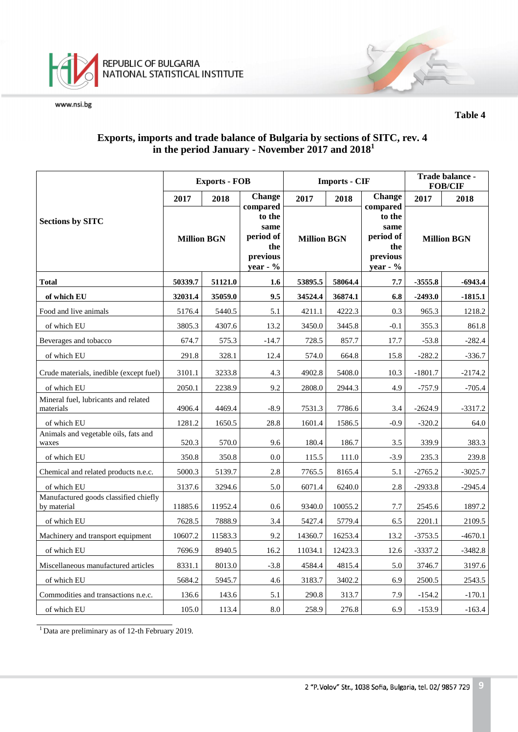**Table 4**

## Exports, imports and trade balance of Bulgaria by sections of SITC, rev. 4 in the period January - November 2017 and 2018[1]

| Sections by SITC | Exports - FOB | | | Imports - CIF | | | Trade balance - FOB/CIF | |
|---|---|---|---|---|---|---|---|---|
| | 2017 | 2018 | Change compared to the same period of the previous year - % | 2017 | 2018 | Change compared to the same period of the previous year - % | 2017 | 2018 |
| | Million BGN | | | Million BGN | | | Million BGN | |
| **Total** | **50339.7** | **51121.0** | **1.6** | **53895.5** | **58064.4** | **7.7** | **-3555.8** | **-6943.4** |
| **of which EU** | **32031.4** | **35059.0** | **9.5** | **34524.4** | **36874.1** | **6.8** | **-2493.0** | **-1815.1** |
| Food and live animals | 5176.4 | 5440.5 | 5.1 | 4211.1 | 4222.3 | 0.3 | 965.3 | 1218.2 |
| of which EU | 3805.3 | 4307.6 | 13.2 | 3450.0 | 3445.8 | -0.1 | 355.3 | 861.8 |
| Beverages and tobacco | 674.7 | 575.3 | -14.7 | 728.5 | 857.7 | 17.7 | -53.8 | -282.4 |
| of which EU | 291.8 | 328.1 | 12.4 | 574.0 | 664.8 | 15.8 | -282.2 | -336.7 |
| Crude materials, inedible (except fuel) | 3101.1 | 3233.8 | 4.3 | 4902.8 | 5408.0 | 10.3 | -1801.7 | -2174.2 |
| of which EU | 2050.1 | 2238.9 | 9.2 | 2808.0 | 2944.3 | 4.9 | -757.9 | -705.4 |
| Mineral fuel, lubricants and related materials | 4906.4 | 4469.4 | -8.9 | 7531.3 | 7786.6 | 3.4 | -2624.9 | -3317.2 |
| of which EU | 1281.2 | 1650.5 | 28.8 | 1601.4 | 1586.5 | -0.9 | -320.2 | 64.0 |
| Animals and vegetable oils, fats and waxes | 520.3 | 570.0 | 9.6 | 180.4 | 186.7 | 3.5 | 339.9 | 383.3 |
| of which EU | 350.8 | 350.8 | 0.0 | 115.5 | 111.0 | -3.9 | 235.3 | 239.8 |
| Chemical and related products n.e.c. | 5000.3 | 5139.7 | 2.8 | 7765.5 | 8165.4 | 5.1 | -2765.2 | -3025.7 |
| of which EU | 3137.6 | 3294.6 | 5.0 | 6071.4 | 6240.0 | 2.8 | -2933.8 | -2945.4 |
| Manufactured goods classified chiefly by material | 11885.6 | 11952.4 | 0.6 | 9340.0 | 10055.2 | 7.7 | 2545.6 | 1897.2 |
| of which EU | 7628.5 | 7888.9 | 3.4 | 5427.4 | 5779.4 | 6.5 | 2201.1 | 2109.5 |
| Machinery and transport equipment | 10607.2 | 11583.3 | 9.2 | 14360.7 | 16253.4 | 13.2 | -3753.5 | -4670.1 |
| of which EU | 7696.9 | 8940.5 | 16.2 | 11034.1 | 12423.3 | 12.6 | -3337.2 | -3482.8 |
| Miscellaneous manufactured articles | 8331.1 | 8013.0 | -3.8 | 4584.4 | 4815.4 | 5.0 | 3746.7 | 3197.6 |
| of which EU | 5684.2 | 5945.7 | 4.6 | 3183.7 | 3402.2 | 6.9 | 2500.5 | 2543.5 |
| Commodities and transactions n.e.c. | 136.6 | 143.6 | 5.1 | 290.8 | 313.7 | 7.9 | -154.2 | -170.1 |
| of which EU | 105.0 | 113.4 | 8.0 | 258.9 | 276.8 | 6.9 | -153.9 | -163.4 |

[1] Data are preliminary as of 12-th February 2019.